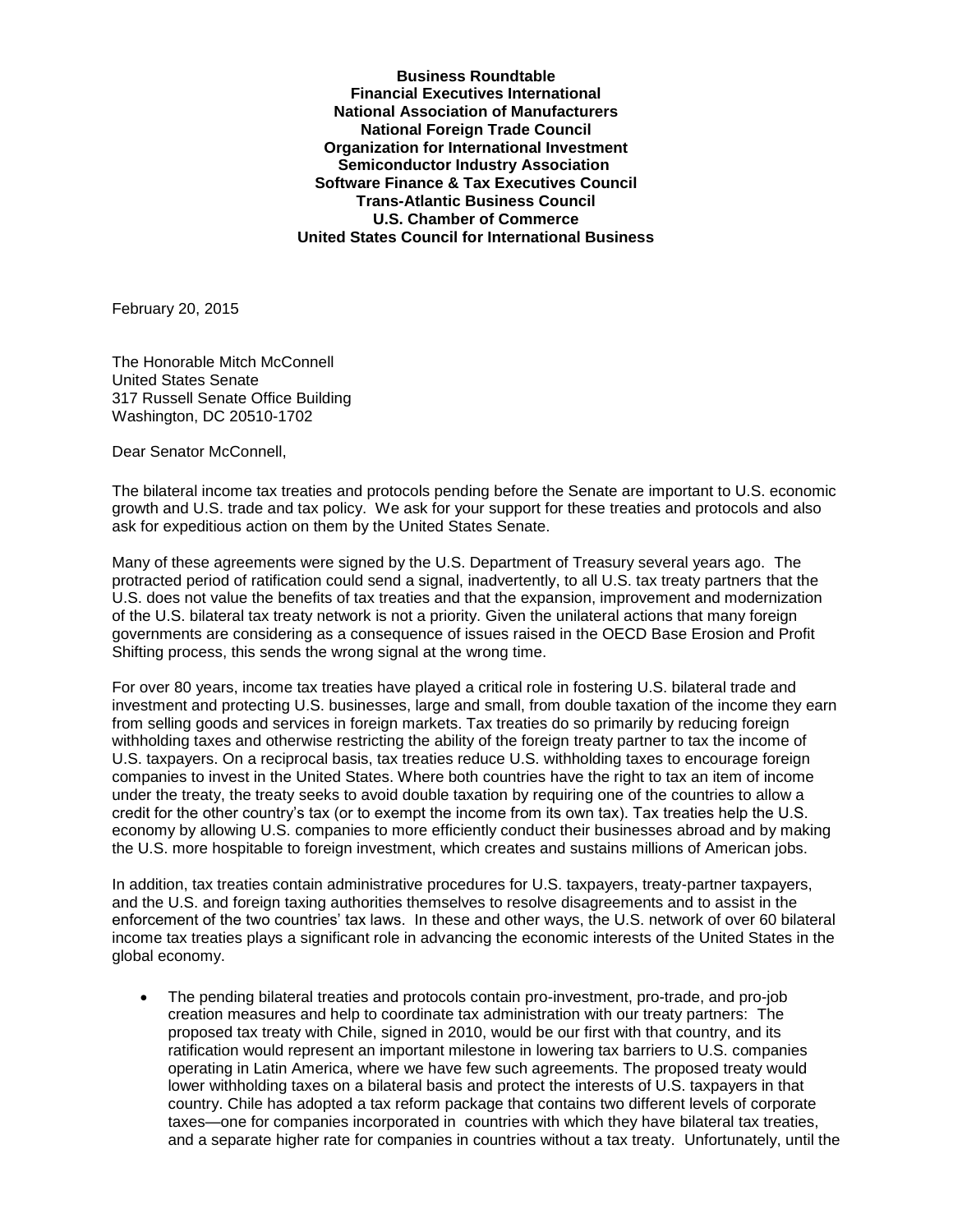**Business Roundtable**
**Financial Executives International**
**National Association of Manufacturers**
**National Foreign Trade Council**
**Organization for International Investment**
**Semiconductor Industry Association**
**Software Finance & Tax Executives Council**
**Trans-Atlantic Business Council**
**U.S. Chamber of Commerce**
**United States Council for International Business**

February 20, 2015

The Honorable Mitch McConnell
United States Senate
317 Russell Senate Office Building
Washington, DC 20510-1702

Dear Senator McConnell,

The bilateral income tax treaties and protocols pending before the Senate are important to U.S. economic growth and U.S. trade and tax policy. We ask for your support for these treaties and protocols and also ask for expeditious action on them by the United States Senate.

Many of these agreements were signed by the U.S. Department of Treasury several years ago. The protracted period of ratification could send a signal, inadvertently, to all U.S. tax treaty partners that the U.S. does not value the benefits of tax treaties and that the expansion, improvement and modernization of the U.S. bilateral tax treaty network is not a priority. Given the unilateral actions that many foreign governments are considering as a consequence of issues raised in the OECD Base Erosion and Profit Shifting process, this sends the wrong signal at the wrong time.

For over 80 years, income tax treaties have played a critical role in fostering U.S. bilateral trade and investment and protecting U.S. businesses, large and small, from double taxation of the income they earn from selling goods and services in foreign markets. Tax treaties do so primarily by reducing foreign withholding taxes and otherwise restricting the ability of the foreign treaty partner to tax the income of U.S. taxpayers. On a reciprocal basis, tax treaties reduce U.S. withholding taxes to encourage foreign companies to invest in the United States. Where both countries have the right to tax an item of income under the treaty, the treaty seeks to avoid double taxation by requiring one of the countries to allow a credit for the other country's tax (or to exempt the income from its own tax). Tax treaties help the U.S. economy by allowing U.S. companies to more efficiently conduct their businesses abroad and by making the U.S. more hospitable to foreign investment, which creates and sustains millions of American jobs.

In addition, tax treaties contain administrative procedures for U.S. taxpayers, treaty-partner taxpayers, and the U.S. and foreign taxing authorities themselves to resolve disagreements and to assist in the enforcement of the two countries' tax laws. In these and other ways, the U.S. network of over 60 bilateral income tax treaties plays a significant role in advancing the economic interests of the United States in the global economy.

- The pending bilateral treaties and protocols contain pro-investment, pro-trade, and pro-job creation measures and help to coordinate tax administration with our treaty partners: The proposed tax treaty with Chile, signed in 2010, would be our first with that country, and its ratification would represent an important milestone in lowering tax barriers to U.S. companies operating in Latin America, where we have few such agreements. The proposed treaty would lower withholding taxes on a bilateral basis and protect the interests of U.S. taxpayers in that country. Chile has adopted a tax reform package that contains two different levels of corporate taxes—one for companies incorporated in countries with which they have bilateral tax treaties, and a separate higher rate for companies in countries without a tax treaty. Unfortunately, until the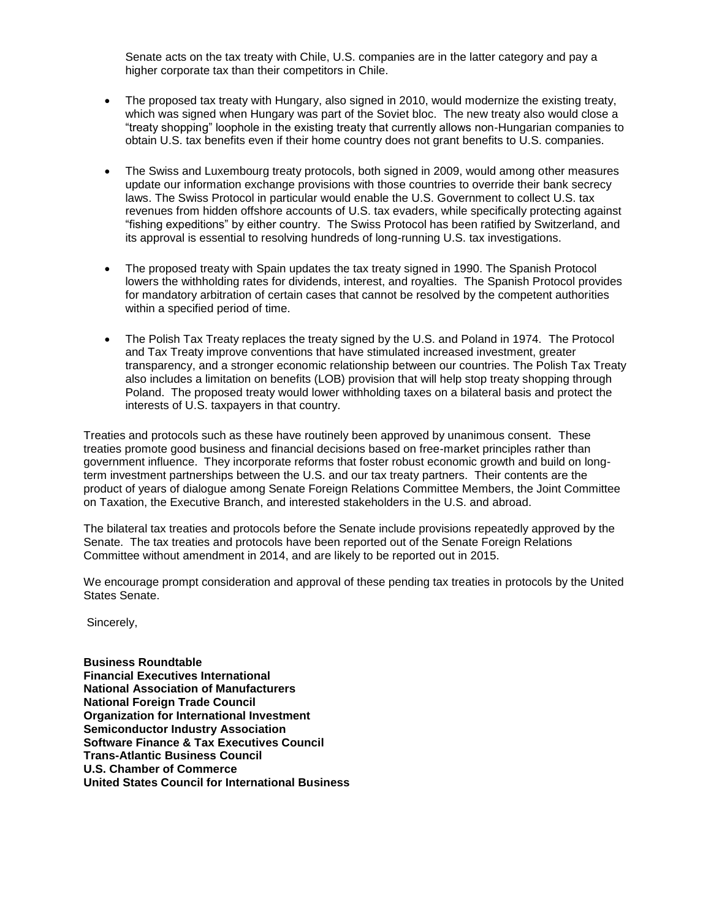Senate acts on the tax treaty with Chile, U.S. companies are in the latter category and pay a higher corporate tax than their competitors in Chile.

- The proposed tax treaty with Hungary, also signed in 2010, would modernize the existing treaty, which was signed when Hungary was part of the Soviet bloc. The new treaty also would close a "treaty shopping" loophole in the existing treaty that currently allows non-Hungarian companies to obtain U.S. tax benefits even if their home country does not grant benefits to U.S. companies.

- The Swiss and Luxembourg treaty protocols, both signed in 2009, would among other measures update our information exchange provisions with those countries to override their bank secrecy laws. The Swiss Protocol in particular would enable the U.S. Government to collect U.S. tax revenues from hidden offshore accounts of U.S. tax evaders, while specifically protecting against "fishing expeditions" by either country. The Swiss Protocol has been ratified by Switzerland, and its approval is essential to resolving hundreds of long-running U.S. tax investigations.

- The proposed treaty with Spain updates the tax treaty signed in 1990. The Spanish Protocol lowers the withholding rates for dividends, interest, and royalties. The Spanish Protocol provides for mandatory arbitration of certain cases that cannot be resolved by the competent authorities within a specified period of time.

- The Polish Tax Treaty replaces the treaty signed by the U.S. and Poland in 1974. The Protocol and Tax Treaty improve conventions that have stimulated increased investment, greater transparency, and a stronger economic relationship between our countries. The Polish Tax Treaty also includes a limitation on benefits (LOB) provision that will help stop treaty shopping through Poland. The proposed treaty would lower withholding taxes on a bilateral basis and protect the interests of U.S. taxpayers in that country.

Treaties and protocols such as these have routinely been approved by unanimous consent. These treaties promote good business and financial decisions based on free-market principles rather than government influence. They incorporate reforms that foster robust economic growth and build on long-term investment partnerships between the U.S. and our tax treaty partners. Their contents are the product of years of dialogue among Senate Foreign Relations Committee Members, the Joint Committee on Taxation, the Executive Branch, and interested stakeholders in the U.S. and abroad.

The bilateral tax treaties and protocols before the Senate include provisions repeatedly approved by the Senate. The tax treaties and protocols have been reported out of the Senate Foreign Relations Committee without amendment in 2014, and are likely to be reported out in 2015.

We encourage prompt consideration and approval of these pending tax treaties in protocols by the United States Senate.

Sincerely,

**Business Roundtable**
**Financial Executives International**
**National Association of Manufacturers**
**National Foreign Trade Council**
**Organization for International Investment**
**Semiconductor Industry Association**
**Software Finance & Tax Executives Council**
**Trans-Atlantic Business Council**
**U.S. Chamber of Commerce**
**United States Council for International Business**